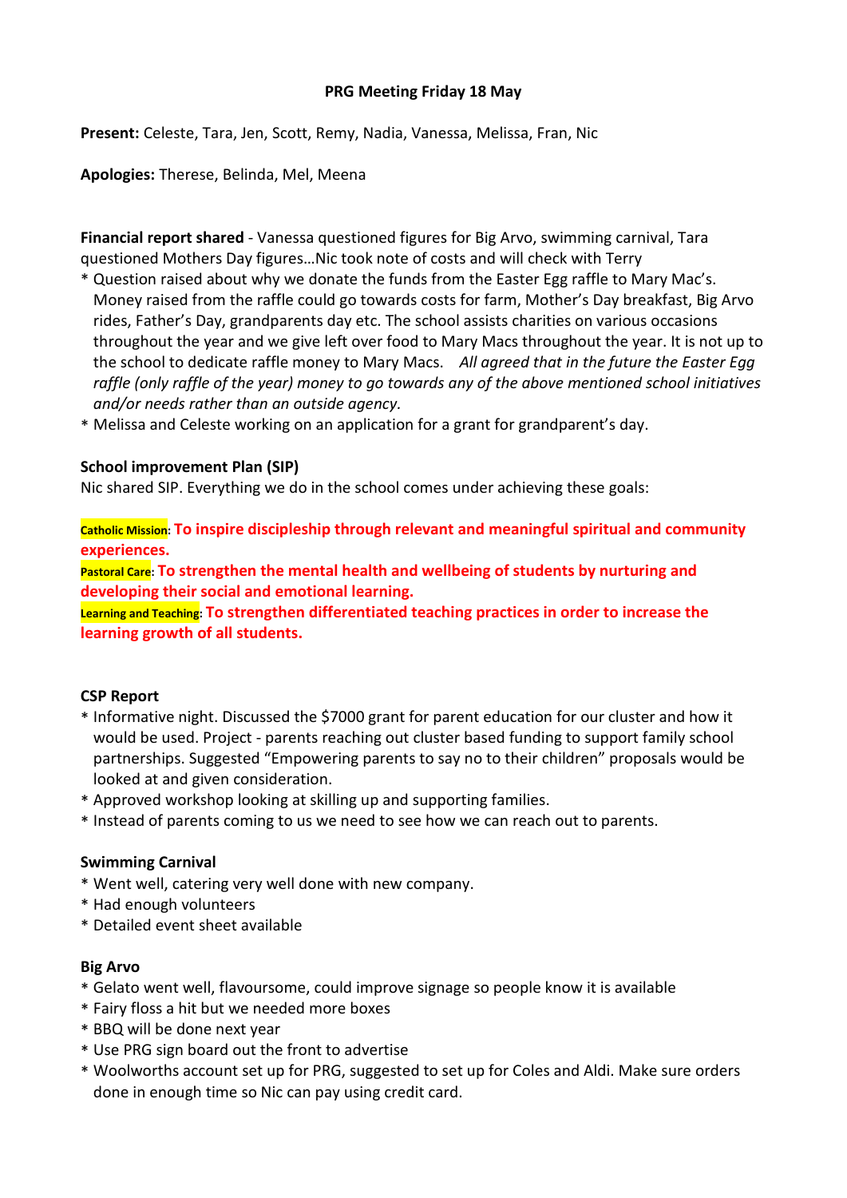# PRG Meeting Friday 18 May

**Present:** Celeste, Tara, Jen, Scott, Remy, Nadia, Vanessa, Melissa, Fran, Nic

**Apologies:** Therese, Belinda, Mel, Meena

**Financial report shared** - Vanessa questioned figures for Big Arvo, swimming carnival, Tara questioned Mothers Day figures…Nic took note of costs and will check with Terry

* Question raised about why we donate the funds from the Easter Egg raffle to Mary Mac's. Money raised from the raffle could go towards costs for farm, Mother's Day breakfast, Big Arvo rides, Father's Day, grandparents day etc. The school assists charities on various occasions throughout the year and we give left over food to Mary Macs throughout the year. It is not up to the school to dedicate raffle money to Mary Macs. *All agreed that in the future the Easter Egg raffle (only raffle of the year) money to go towards any of the above mentioned school initiatives and/or needs rather than an outside agency.*
* Melissa and Celeste working on an application for a grant for grandparent's day.

**School improvement Plan (SIP)**

Nic shared SIP. Everything we do in the school comes under achieving these goals:

**Catholic Mission**: **To inspire discipleship through relevant and meaningful spiritual and community experiences.**

**Pastoral Care**: **To strengthen the mental health and wellbeing of students by nurturing and developing their social and emotional learning.**

**Learning and Teaching**: **To strengthen differentiated teaching practices in order to increase the learning growth of all students.**

**CSP Report**

* Informative night. Discussed the $7000 grant for parent education for our cluster and how it would be used. Project - parents reaching out cluster based funding to support family school partnerships. Suggested "Empowering parents to say no to their children" proposals would be looked at and given consideration.
* Approved workshop looking at skilling up and supporting families.
* Instead of parents coming to us we need to see how we can reach out to parents.

**Swimming Carnival**

* Went well, catering very well done with new company.
* Had enough volunteers
* Detailed event sheet available

**Big Arvo**

* Gelato went well, flavoursome, could improve signage so people know it is available
* Fairy floss a hit but we needed more boxes
* BBQ will be done next year
* Use PRG sign board out the front to advertise
* Woolworths account set up for PRG, suggested to set up for Coles and Aldi. Make sure orders done in enough time so Nic can pay using credit card.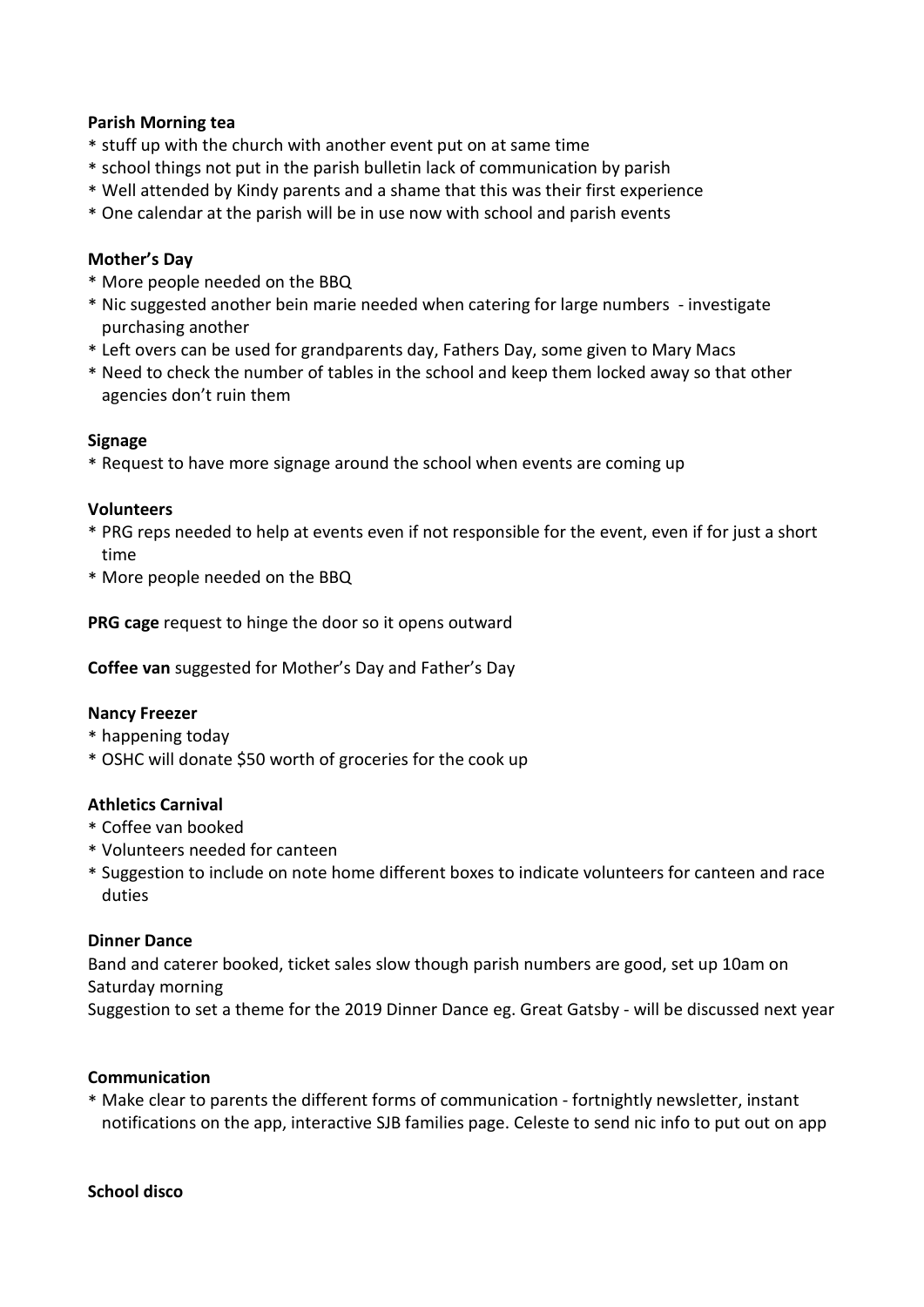**Parish Morning tea**

* stuff up with the church with another event put on at same time
* school things not put in the parish bulletin lack of communication by parish
* Well attended by Kindy parents and a shame that this was their first experience
* One calendar at the parish will be in use now with school and parish events

**Mother's Day**

* More people needed on the BBQ
* Nic suggested another bein marie needed when catering for large numbers - investigate purchasing another
* Left overs can be used for grandparents day, Fathers Day, some given to Mary Macs
* Need to check the number of tables in the school and keep them locked away so that other agencies don't ruin them

**Signage**

* Request to have more signage around the school when events are coming up

**Volunteers**

* PRG reps needed to help at events even if not responsible for the event, even if for just a short time
* More people needed on the BBQ

**PRG cage** request to hinge the door so it opens outward

**Coffee van** suggested for Mother's Day and Father's Day

**Nancy Freezer**

* happening today
* OSHC will donate $50 worth of groceries for the cook up

**Athletics Carnival**

* Coffee van booked
* Volunteers needed for canteen
* Suggestion to include on note home different boxes to indicate volunteers for canteen and race duties

**Dinner Dance**

Band and caterer booked, ticket sales slow though parish numbers are good, set up 10am on Saturday morning

Suggestion to set a theme for the 2019 Dinner Dance eg. Great Gatsby - will be discussed next year

**Communication**

* Make clear to parents the different forms of communication - fortnightly newsletter, instant notifications on the app, interactive SJB families page. Celeste to send nic info to put out on app

**School disco**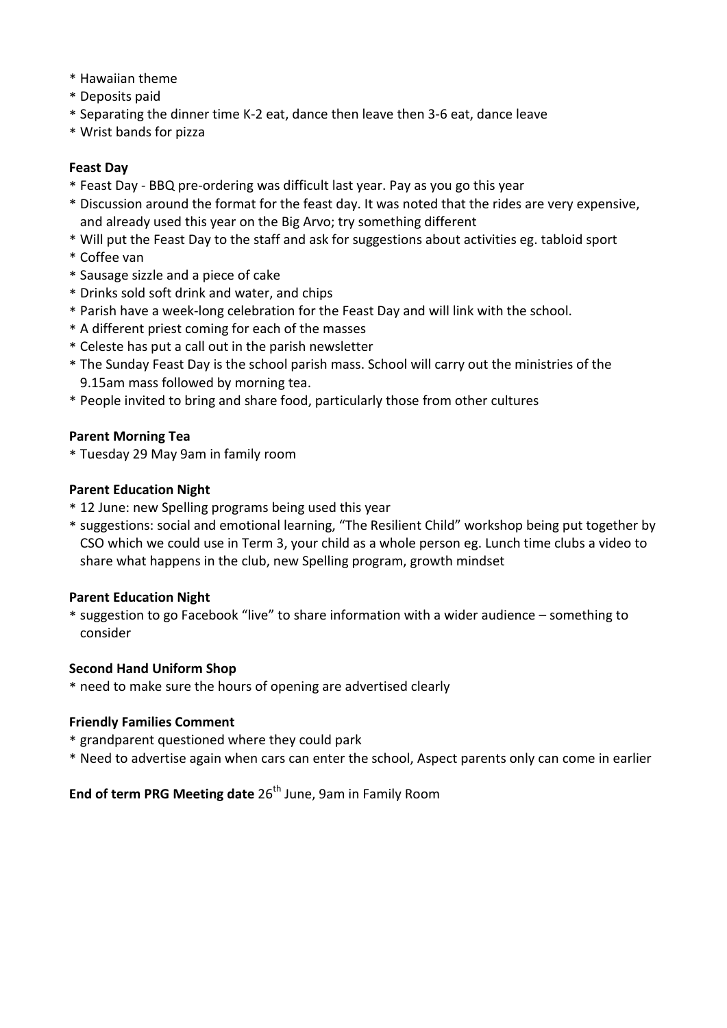* Hawaiian theme
* Deposits paid
* Separating the dinner time K-2 eat, dance then leave then 3-6 eat, dance leave
* Wrist bands for pizza

**Feast Day**

* Feast Day - BBQ pre-ordering was difficult last year. Pay as you go this year
* Discussion around the format for the feast day. It was noted that the rides are very expensive, and already used this year on the Big Arvo; try something different
* Will put the Feast Day to the staff and ask for suggestions about activities eg. tabloid sport
* Coffee van
* Sausage sizzle and a piece of cake
* Drinks sold soft drink and water, and chips
* Parish have a week-long celebration for the Feast Day and will link with the school.
* A different priest coming for each of the masses
* Celeste has put a call out in the parish newsletter
* The Sunday Feast Day is the school parish mass. School will carry out the ministries of the 9.15am mass followed by morning tea.
* People invited to bring and share food, particularly those from other cultures

**Parent Morning Tea**

* Tuesday 29 May 9am in family room

**Parent Education Night**

* 12 June: new Spelling programs being used this year
* suggestions: social and emotional learning, "The Resilient Child" workshop being put together by CSO which we could use in Term 3, your child as a whole person eg. Lunch time clubs a video to share what happens in the club, new Spelling program, growth mindset

**Parent Education Night**

* suggestion to go Facebook "live" to share information with a wider audience – something to consider

**Second Hand Uniform Shop**

* need to make sure the hours of opening are advertised clearly

**Friendly Families Comment**

* grandparent questioned where they could park
* Need to advertise again when cars can enter the school, Aspect parents only can come in earlier

**End of term PRG Meeting date** 26th June, 9am in Family Room